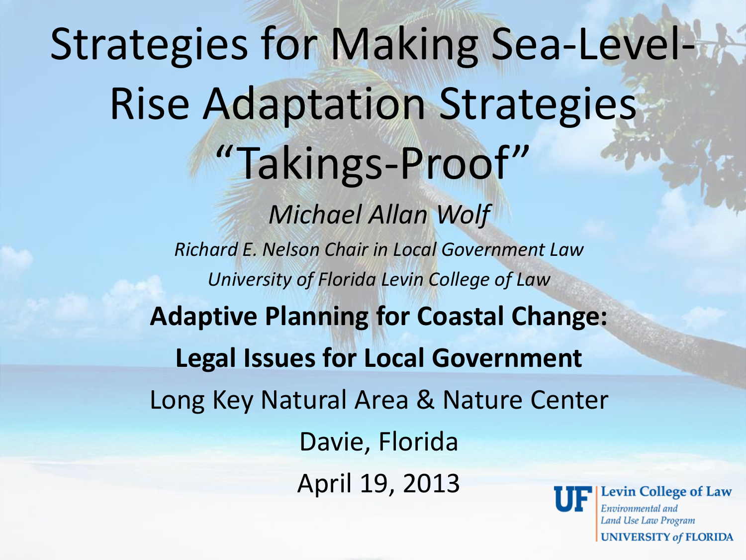# Strategies for Making Sea-Level-Rise Adaptation Strategies "Takings-Proof"

*Michael Allan Wolf*

*Richard E. Nelson Chair in Local Government Law*

*University of Florida Levin College of Law*

**Adaptive Planning for Coastal Change:**

**Legal Issues for Local Government**

Long Key Natural Area & Nature Center

Davie, Florida

April 19, 2013

UF Levin College of Law
*Environmental and Land Use Law Program*
UNIVERSITY *of* FLORIDA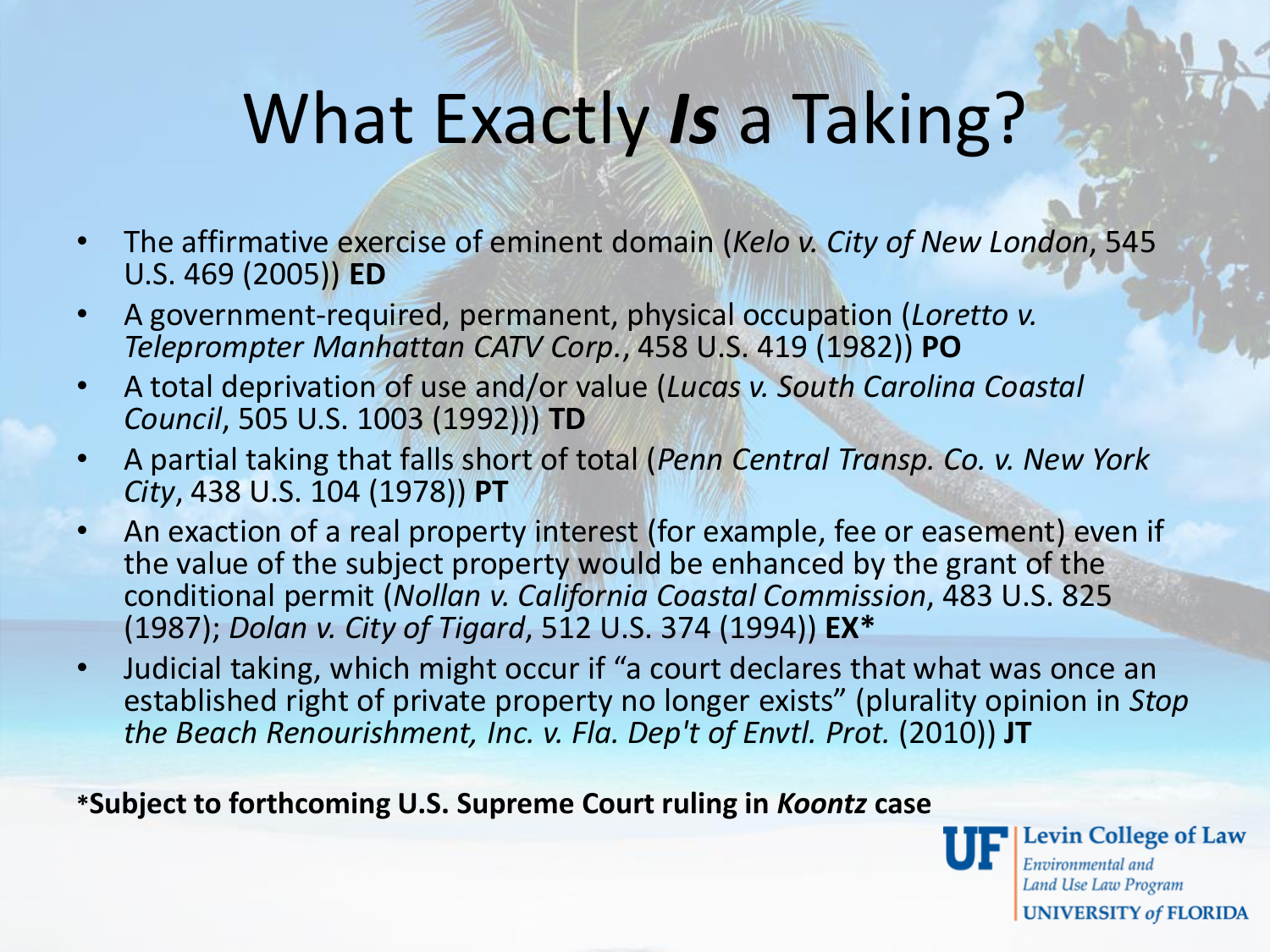# What Exactly *Is* a Taking?

- The affirmative exercise of eminent domain (*Kelo v. City of New London*, 545 U.S. 469 (2005)) **ED**
- A government-required, permanent, physical occupation (*Loretto v. Teleprompter Manhattan CATV Corp.*, 458 U.S. 419 (1982)) **PO**
- A total deprivation of use and/or value (*Lucas v. South Carolina Coastal Council*, 505 U.S. 1003 (1992))) **TD**
- A partial taking that falls short of total (*Penn Central Transp. Co. v. New York City*, 438 U.S. 104 (1978)) **PT**
- An exaction of a real property interest (for example, fee or easement) even if the value of the subject property would be enhanced by the grant of the conditional permit (*Nollan v. California Coastal Commission*, 483 U.S. 825 (1987); *Dolan v. City of Tigard*, 512 U.S. 374 (1994)) **EX***
- Judicial taking, which might occur if "a court declares that what was once an established right of private property no longer exists" (plurality opinion in *Stop the Beach Renourishment, Inc. v. Fla. Dep't of Envtl. Prot.* (2010)) **JT**

***Subject to forthcoming U.S. Supreme Court ruling in *Koontz* case**

UF Levin College of Law
Environmental and Land Use Law Program
UNIVERSITY of FLORIDA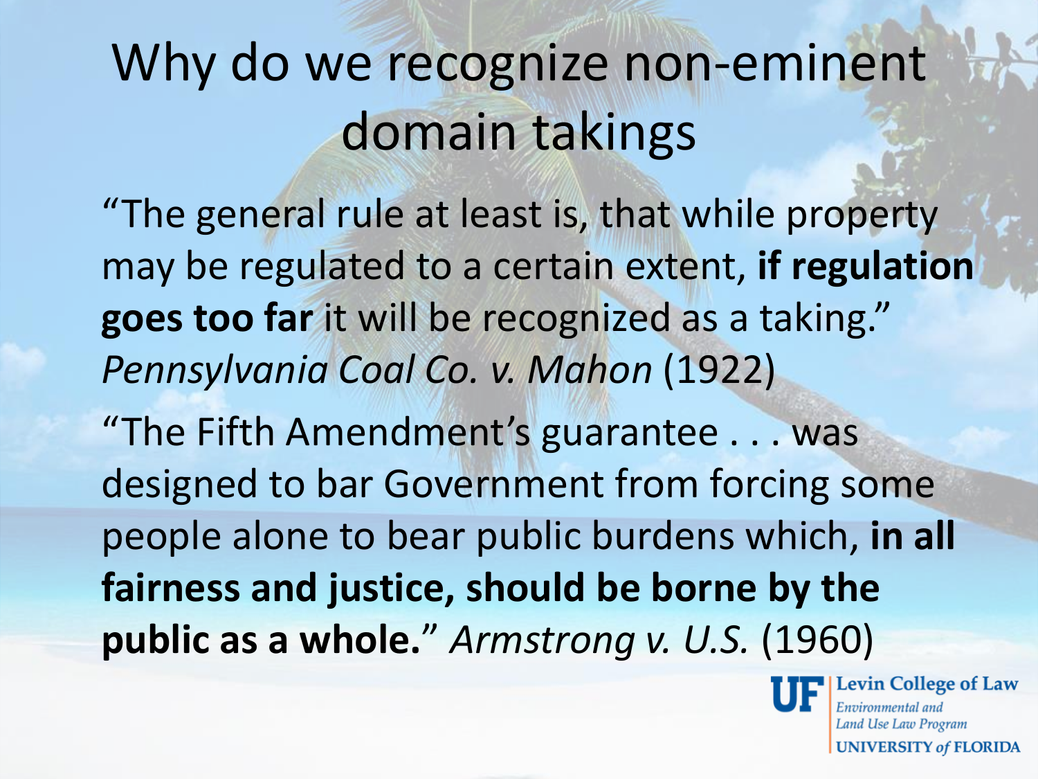# Why do we recognize non-eminent domain takings

"The general rule at least is, that while property may be regulated to a certain extent, **if regulation goes too far** it will be recognized as a taking." *Pennsylvania Coal Co. v. Mahon* (1922)

"The Fifth Amendment's guarantee . . . was designed to bar Government from forcing some people alone to bear public burdens which, **in all fairness and justice, should be borne by the public as a whole.**" *Armstrong v. U.S.* (1960)

UF Levin College of Law
Environmental and Land Use Law Program
UNIVERSITY of FLORIDA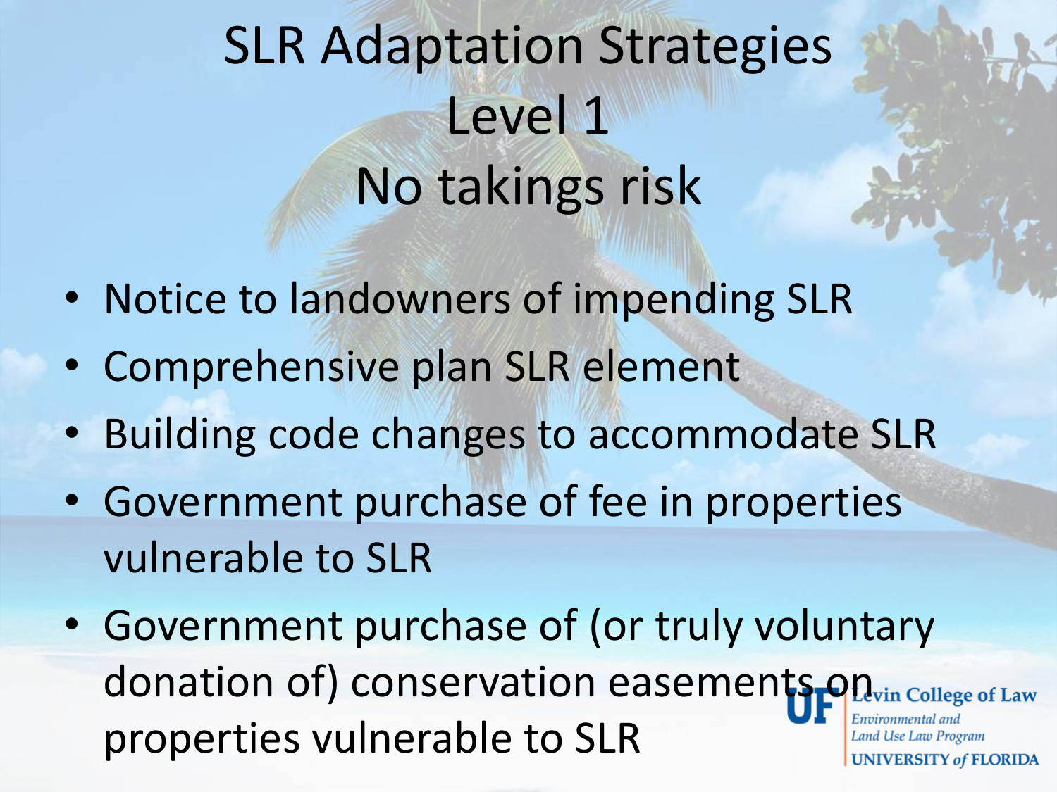# SLR Adaptation Strategies Level 1 No takings risk

- Notice to landowners of impending SLR
- Comprehensive plan SLR element
- Building code changes to accommodate SLR
- Government purchase of fee in properties vulnerable to SLR
- Government purchase of (or truly voluntary donation of) conservation easements on properties vulnerable to SLR

UF Levin College of Law
Environmental and Land Use Law Program
UNIVERSITY of FLORIDA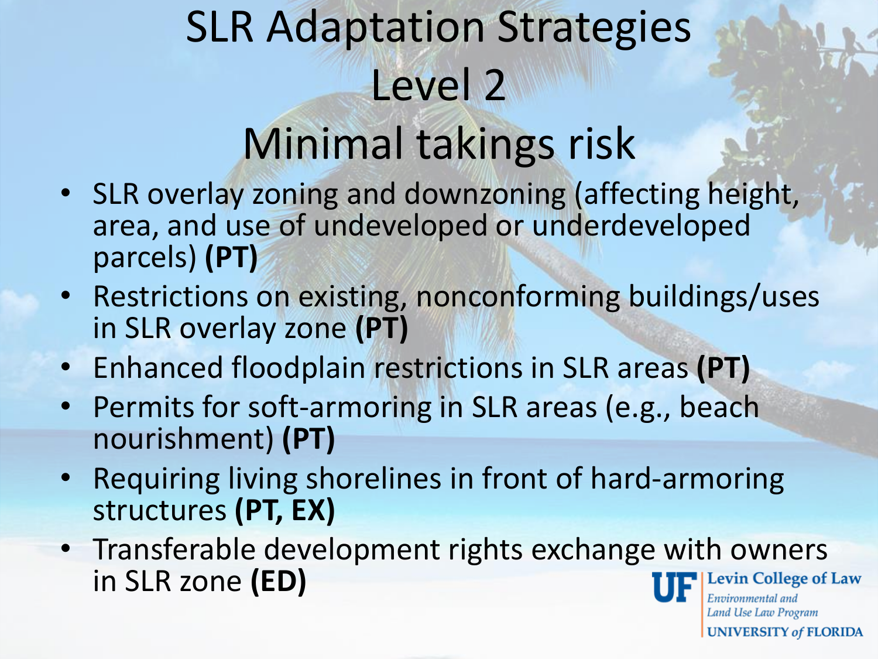# SLR Adaptation Strategies Level 2 Minimal takings risk

- SLR overlay zoning and downzoning (affecting height, area, and use of undeveloped or underdeveloped parcels) **(PT)**
- Restrictions on existing, nonconforming buildings/uses in SLR overlay zone **(PT)**
- Enhanced floodplain restrictions in SLR areas **(PT)**
- Permits for soft-armoring in SLR areas (e.g., beach nourishment) **(PT)**
- Requiring living shorelines in front of hard-armoring structures **(PT, EX)**
- Transferable development rights exchange with owners in SLR zone **(ED)**

UF Levin College of Law
*Environmental and Land Use Law Program*
UNIVERSITY *of* FLORIDA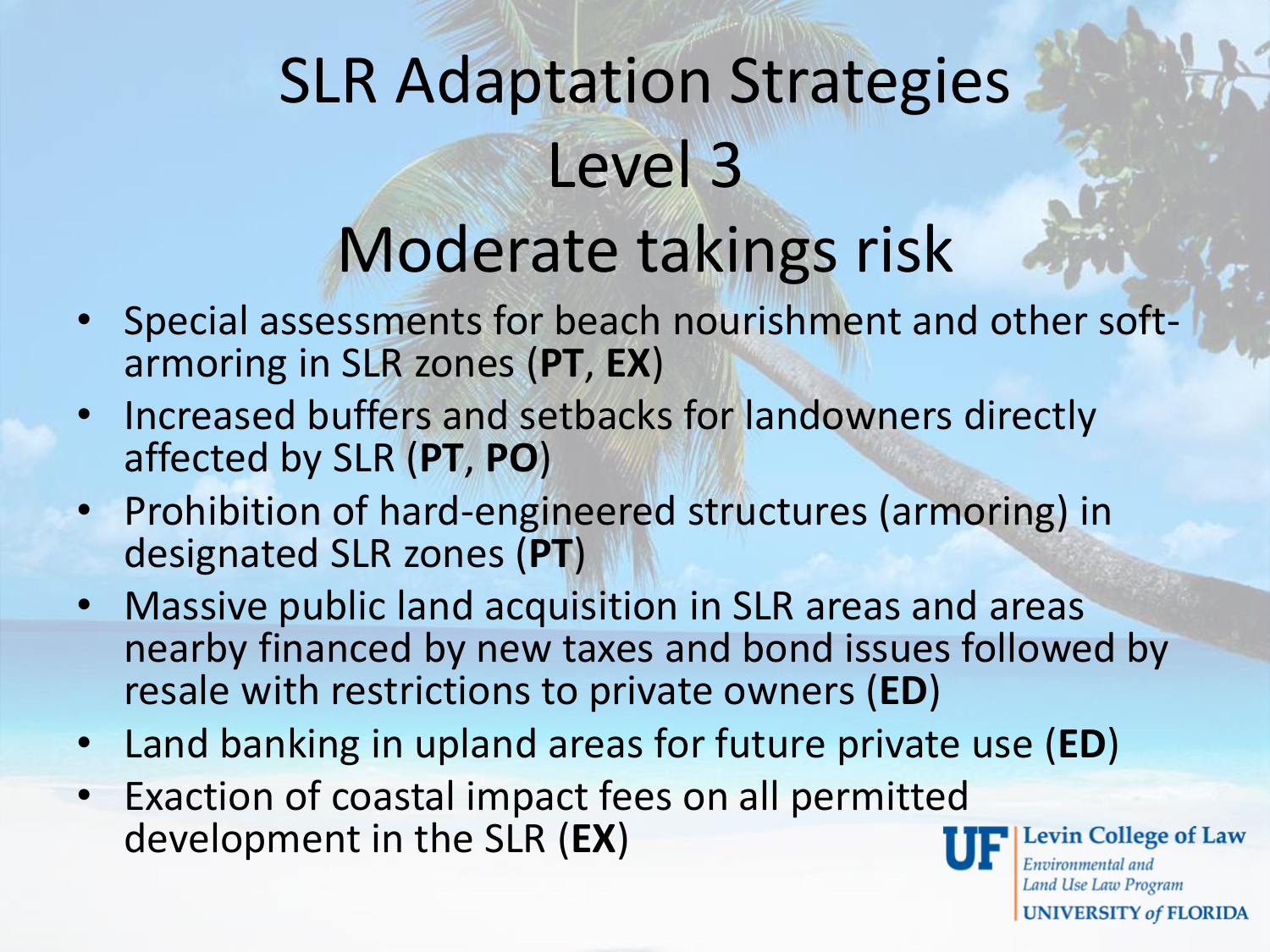# SLR Adaptation Strategies Level 3 Moderate takings risk

- Special assessments for beach nourishment and other soft-armoring in SLR zones (**PT**, **EX**)
- Increased buffers and setbacks for landowners directly affected by SLR (**PT**, **PO**)
- Prohibition of hard-engineered structures (armoring) in designated SLR zones (**PT**)
- Massive public land acquisition in SLR areas and areas nearby financed by new taxes and bond issues followed by resale with restrictions to private owners (**ED**)
- Land banking in upland areas for future private use (**ED**)
- Exaction of coastal impact fees on all permitted development in the SLR (**EX**)

UF Levin College of Law
*Environmental and Land Use Law Program*
UNIVERSITY *of* FLORIDA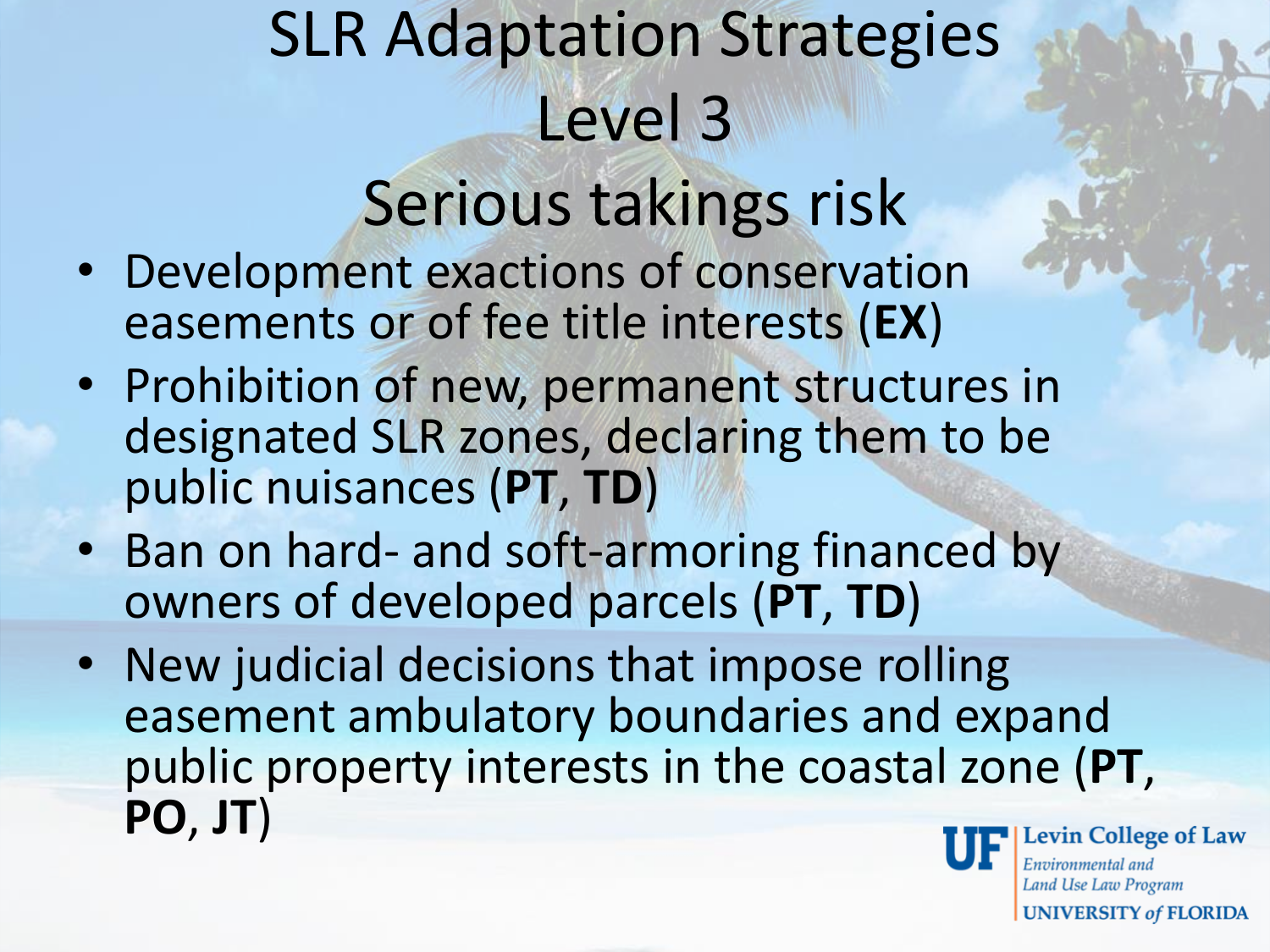# SLR Adaptation Strategies Level 3 Serious takings risk

- Development exactions of conservation easements or of fee title interests (**EX**)
- Prohibition of new, permanent structures in designated SLR zones, declaring them to be public nuisances (**PT**, **TD**)
- Ban on hard- and soft-armoring financed by owners of developed parcels (**PT**, **TD**)
- New judicial decisions that impose rolling easement ambulatory boundaries and expand public property interests in the coastal zone (**PT**, **PO**, **JT**)

UF Levin College of Law
*Environmental and Land Use Law Program*
UNIVERSITY *of* FLORIDA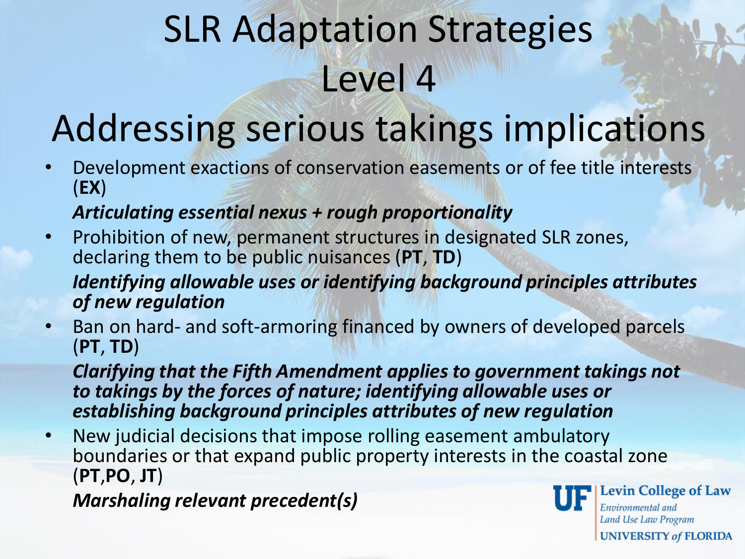# SLR Adaptation Strategies Level 4

# Addressing serious takings implications

- Development exactions of conservation easements or of fee title interests (**EX**)

  ***Articulating essential nexus + rough proportionality***

- Prohibition of new, permanent structures in designated SLR zones, declaring them to be public nuisances (**PT**, **TD**)

  ***Identifying allowable uses or identifying background principles attributes of new regulation***

- Ban on hard- and soft-armoring financed by owners of developed parcels (**PT**, **TD**)

  ***Clarifying that the Fifth Amendment applies to government takings not to takings by the forces of nature; identifying allowable uses or establishing background principles attributes of new regulation***

- New judicial decisions that impose rolling easement ambulatory boundaries or that expand public property interests in the coastal zone (**PT**,**PO**, **JT**)

  ***Marshaling relevant precedent(s)***

UF Levin College of Law
Environmental and Land Use Law Program
UNIVERSITY of FLORIDA